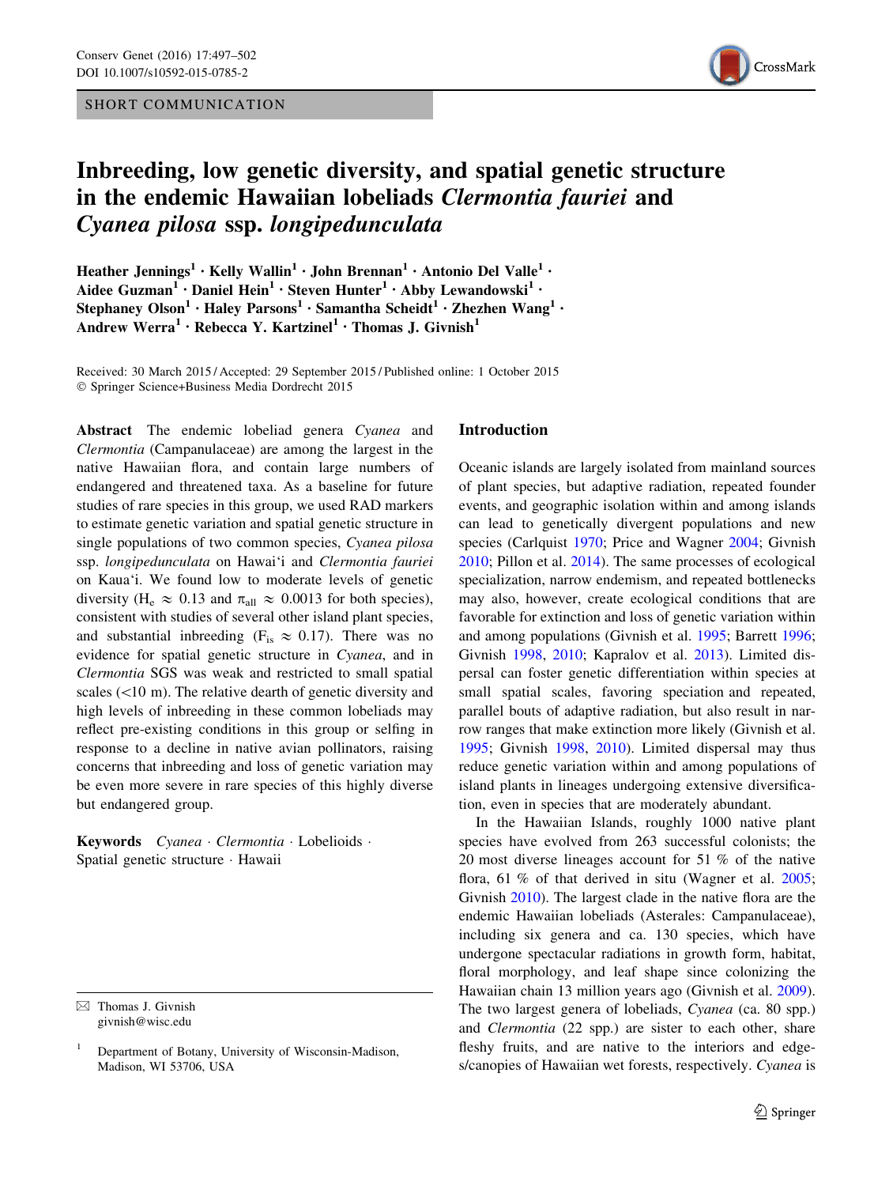SHORT COMMUNICATION

# Inbreeding, low genetic diversity, and spatial genetic structure in the endemic Hawaiian lobeliads *Clermontia fauriei* and *Cyanea pilosa* ssp. *longipedunculata*

**Heather Jennings[1] · Kelly Wallin[1] · John Brennan[1] · Antonio Del Valle[1] · Aidee Guzman[1] · Daniel Hein[1] · Steven Hunter[1] · Abby Lewandowski[1] · Stephaney Olson[1] · Haley Parsons[1] · Samantha Scheidt[1] · Zhezhen Wang[1] · Andrew Werra[1] · Rebecca Y. Kartzinel[1] · Thomas J. Givnish[1]**

Received: 30 March 2015 / Accepted: 29 September 2015 / Published online: 1 October 2015
© Springer Science+Business Media Dordrecht 2015

**Abstract** The endemic lobeliad genera *Cyanea* and *Clermontia* (Campanulaceae) are among the largest in the native Hawaiian flora, and contain large numbers of endangered and threatened taxa. As a baseline for future studies of rare species in this group, we used RAD markers to estimate genetic variation and spatial genetic structure in single populations of two common species, *Cyanea pilosa* ssp. *longipedunculata* on Hawai'i and *Clermontia fauriei* on Kaua'i. We found low to moderate levels of genetic diversity ($H_e \approx 0.13$ and $\pi_{all} \approx 0.0013$ for both species), consistent with studies of several other island plant species, and substantial inbreeding ($F_{is} \approx 0.17$). There was no evidence for spatial genetic structure in *Cyanea*, and in *Clermontia* SGS was weak and restricted to small spatial scales (<10 m). The relative dearth of genetic diversity and high levels of inbreeding in these common lobeliads may reflect pre-existing conditions in this group or selfing in response to a decline in native avian pollinators, raising concerns that inbreeding and loss of genetic variation may be even more severe in rare species of this highly diverse but endangered group.

**Keywords** *Cyanea* · *Clermontia* · Lobelioids · Spatial genetic structure · Hawaii

✉ Thomas J. Givnish
givnish@wisc.edu

[1] Department of Botany, University of Wisconsin-Madison, Madison, WI 53706, USA

## Introduction

Oceanic islands are largely isolated from mainland sources of plant species, but adaptive radiation, repeated founder events, and geographic isolation within and among islands can lead to genetically divergent populations and new species (Carlquist 1970; Price and Wagner 2004; Givnish 2010; Pillon et al. 2014). The same processes of ecological specialization, narrow endemism, and repeated bottlenecks may also, however, create ecological conditions that are favorable for extinction and loss of genetic variation within and among populations (Givnish et al. 1995; Barrett 1996; Givnish 1998, 2010; Kapralov et al. 2013). Limited dispersal can foster genetic differentiation within species at small spatial scales, favoring speciation and repeated, parallel bouts of adaptive radiation, but also result in narrow ranges that make extinction more likely (Givnish et al. 1995; Givnish 1998, 2010). Limited dispersal may thus reduce genetic variation within and among populations of island plants in lineages undergoing extensive diversification, even in species that are moderately abundant.

In the Hawaiian Islands, roughly 1000 native plant species have evolved from 263 successful colonists; the 20 most diverse lineages account for 51 % of the native flora, 61 % of that derived in situ (Wagner et al. 2005; Givnish 2010). The largest clade in the native flora are the endemic Hawaiian lobeliads (Asterales: Campanulaceae), including six genera and ca. 130 species, which have undergone spectacular radiations in growth form, habitat, floral morphology, and leaf shape since colonizing the Hawaiian chain 13 million years ago (Givnish et al. 2009). The two largest genera of lobeliads, *Cyanea* (ca. 80 spp.) and *Clermontia* (22 spp.) are sister to each other, share fleshy fruits, and are native to the interiors and edges/canopies of Hawaiian wet forests, respectively. *Cyanea* is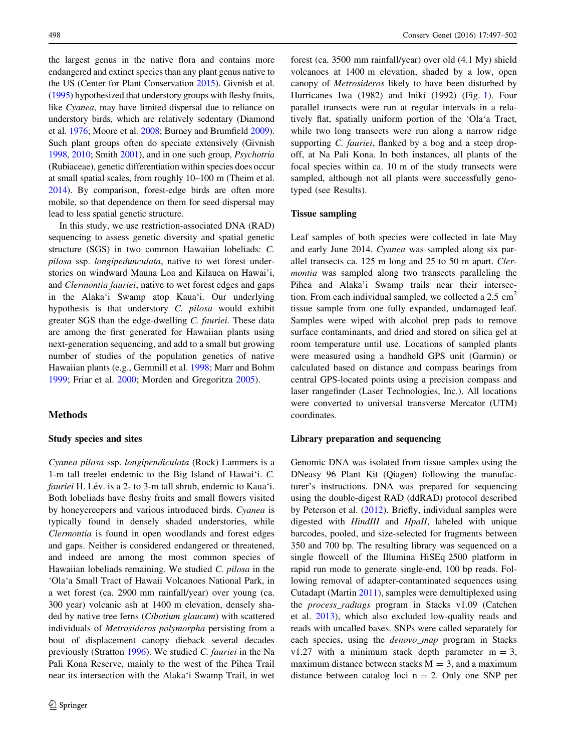the largest genus in the native flora and contains more endangered and extinct species than any plant genus native to the US (Center for Plant Conservation 2015). Givnish et al. (1995) hypothesized that understory groups with fleshy fruits, like *Cyanea*, may have limited dispersal due to reliance on understory birds, which are relatively sedentary (Diamond et al. 1976; Moore et al. 2008; Burney and Brumfield 2009). Such plant groups often do speciate extensively (Givnish 1998, 2010; Smith 2001), and in one such group, *Psychotria* (Rubiaceae), genetic differentiation within species does occur at small spatial scales, from roughly 10–100 m (Theim et al. 2014). By comparison, forest-edge birds are often more mobile, so that dependence on them for seed dispersal may lead to less spatial genetic structure.

In this study, we use restriction-associated DNA (RAD) sequencing to assess genetic diversity and spatial genetic structure (SGS) in two common Hawaiian lobeliads: *C. pilosa* ssp. *longipedunculata*, native to wet forest understories on windward Mauna Loa and Kilauea on Hawai'i, and *Clermontia fauriei*, native to wet forest edges and gaps in the Alaka'i Swamp atop Kaua'i. Our underlying hypothesis is that understory *C. pilosa* would exhibit greater SGS than the edge-dwelling *C. fauriei*. These data are among the first generated for Hawaiian plants using next-generation sequencing, and add to a small but growing number of studies of the population genetics of native Hawaiian plants (e.g., Gemmill et al. 1998; Marr and Bohm 1999; Friar et al. 2000; Morden and Gregoritza 2005).

## Methods

### Study species and sites

*Cyanea pilosa* ssp. *longipendiculata* (Rock) Lammers is a 1-m tall treelet endemic to the Big Island of Hawai'i. *C. fauriei* H. Lév. is a 2- to 3-m tall shrub, endemic to Kaua'i. Both lobeliads have fleshy fruits and small flowers visited by honeycreepers and various introduced birds. *Cyanea* is typically found in densely shaded understories, while *Clermontia* is found in open woodlands and forest edges and gaps. Neither is considered endangered or threatened, and indeed are among the most common species of Hawaiian lobeliads remaining. We studied *C. pilosa* in the 'Ola'a Small Tract of Hawaii Volcanoes National Park, in a wet forest (ca. 2900 mm rainfall/year) over young (ca. 300 year) volcanic ash at 1400 m elevation, densely shaded by native tree ferns (*Cibotium glaucum*) with scattered individuals of *Metrosideros polymorpha* persisting from a bout of displacement canopy dieback several decades previously (Stratton 1996). We studied *C. fauriei* in the Na Pali Kona Reserve, mainly to the west of the Pihea Trail near its intersection with the Alaka'i Swamp Trail, in wet forest (ca. 3500 mm rainfall/year) over old (4.1 My) shield volcanoes at 1400 m elevation, shaded by a low, open canopy of *Metrosideros* likely to have been disturbed by Hurricanes Iwa (1982) and Iniki (1992) (Fig. 1). Four parallel transects were run at regular intervals in a relatively flat, spatially uniform portion of the 'Ola'a Tract, while two long transects were run along a narrow ridge supporting *C. fauriei*, flanked by a bog and a steep drop-off, at Na Pali Kona. In both instances, all plants of the focal species within ca. 10 m of the study transects were sampled, although not all plants were successfully genotyped (see Results).

### Tissue sampling

Leaf samples of both species were collected in late May and early June 2014. *Cyanea* was sampled along six parallel transects ca. 125 m long and 25 to 50 m apart. *Clermontia* was sampled along two transects paralleling the Pihea and Alaka'i Swamp trails near their intersection. From each individual sampled, we collected a 2.5 $cm^2$ tissue sample from one fully expanded, undamaged leaf. Samples were wiped with alcohol prep pads to remove surface contaminants, and dried and stored on silica gel at room temperature until use. Locations of sampled plants were measured using a handheld GPS unit (Garmin) or calculated based on distance and compass bearings from central GPS-located points using a precision compass and laser rangefinder (Laser Technologies, Inc.). All locations were converted to universal transverse Mercator (UTM) coordinates.

### Library preparation and sequencing

Genomic DNA was isolated from tissue samples using the DNeasy 96 Plant Kit (Qiagen) following the manufacturer's instructions. DNA was prepared for sequencing using the double-digest RAD (ddRAD) protocol described by Peterson et al. (2012). Briefly, individual samples were digested with *HindIII* and *HpaII*, labeled with unique barcodes, pooled, and size-selected for fragments between 350 and 700 bp. The resulting library was sequenced on a single flowcell of the Illumina HiSEq 2500 platform in rapid run mode to generate single-end, 100 bp reads. Following removal of adapter-contaminated sequences using Cutadapt (Martin 2011), samples were demultiplexed using the *process_radtags* program in Stacks v1.09 (Catchen et al. 2013), which also excluded low-quality reads and reads with uncalled bases. SNPs were called separately for each species, using the *denovo_map* program in Stacks v1.27 with a minimum stack depth parameter m = 3, maximum distance between stacks M = 3, and a maximum distance between catalog loci n = 2. Only one SNP per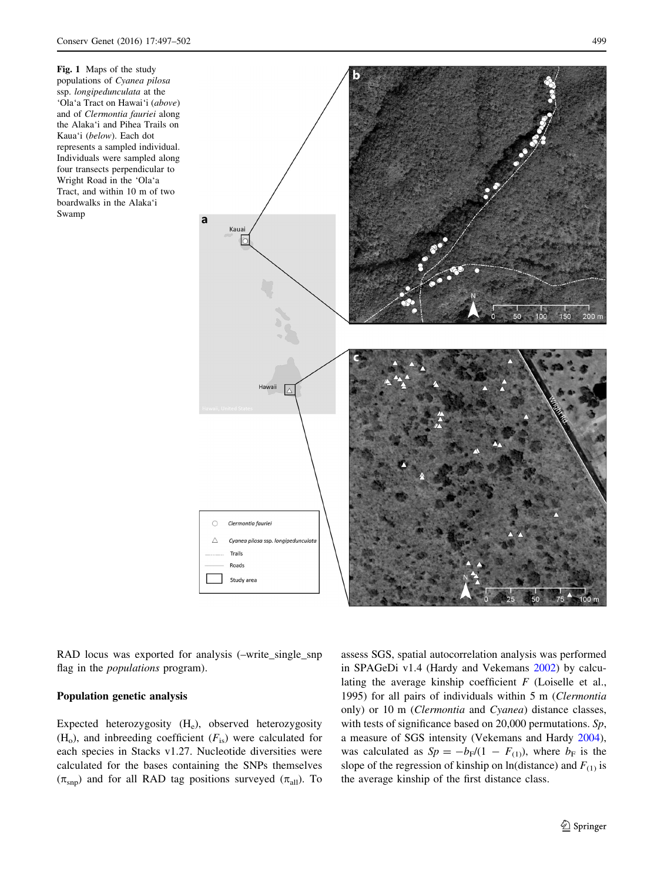**Fig. 1** Maps of the study populations of *Cyanea pilosa* ssp. *longipedunculata* at the ʻOlaʻa Tract on Hawaiʻi (*above*) and of *Clermontia fauriei* along the Alakaʻi and Pihea Trails on Kauaʻi (*below*). Each dot represents a sampled individual. Individuals were sampled along four transects perpendicular to Wright Road in the ʻOlaʻa Tract, and within 10 m of two boardwalks in the Alakaʻi Swamp

RAD locus was exported for analysis (–write_single_snp flag in the *populations* program).

### Population genetic analysis

Expected heterozygosity ($H_e$), observed heterozygosity ($H_o$), and inbreeding coefficient ($F_{is}$) were calculated for each species in Stacks v1.27. Nucleotide diversities were calculated for the bases containing the SNPs themselves ($\pi_{snp}$) and for all RAD tag positions surveyed ($\pi_{all}$). To assess SGS, spatial autocorrelation analysis was performed in SPAGeDi v1.4 (Hardy and Vekemans 2002) by calculating the average kinship coefficient *F* (Loiselle et al., 1995) for all pairs of individuals within 5 m (*Clermontia* only) or 10 m (*Clermontia* and *Cyanea*) distance classes, with tests of significance based on 20,000 permutations. *Sp*, a measure of SGS intensity (Vekemans and Hardy 2004), was calculated as $Sp = -b_F/(1 - F_{(1)})$, where $b_F$ is the slope of the regression of kinship on ln(distance) and $F_{(1)}$ is the average kinship of the first distance class.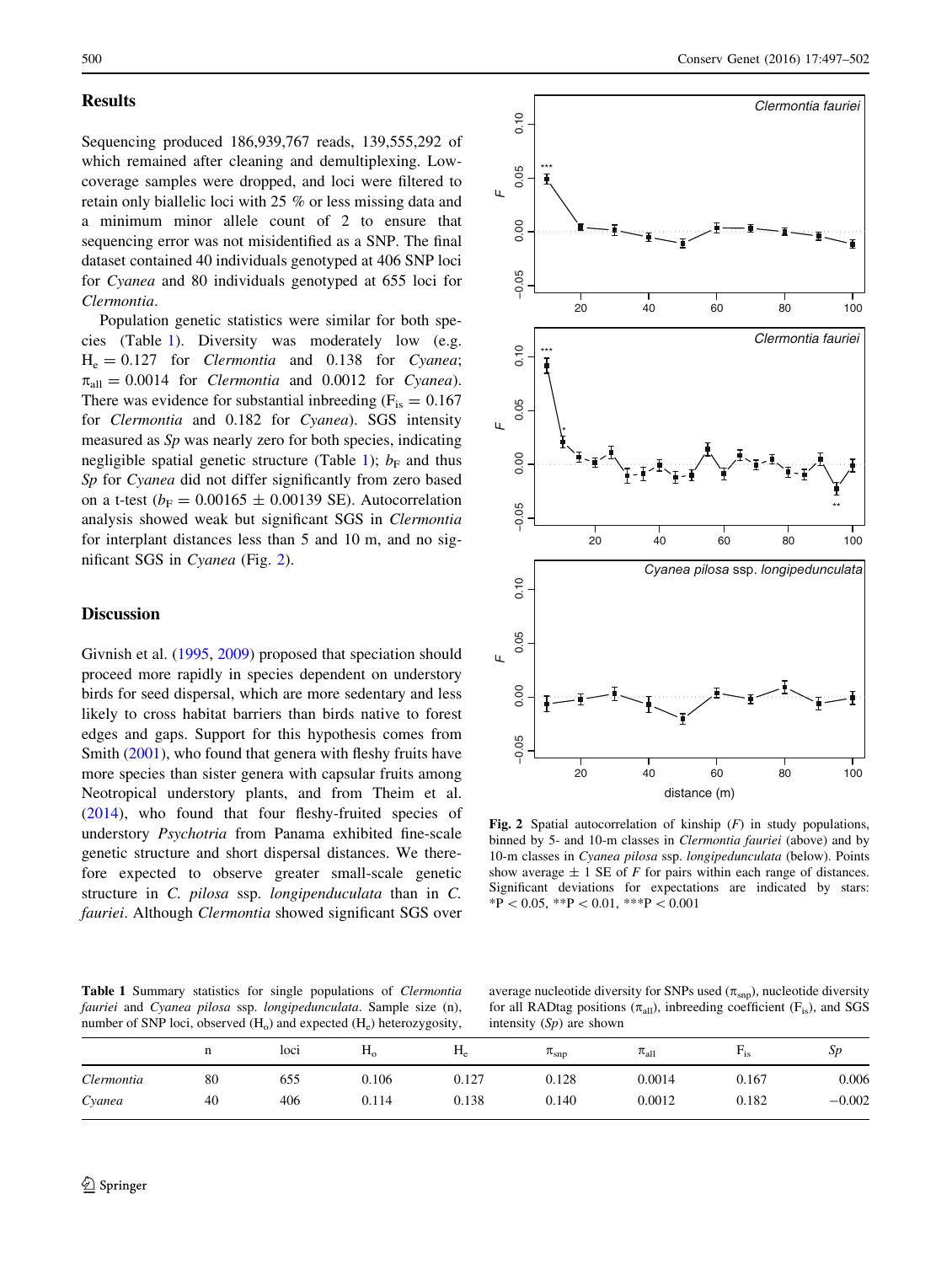## Results

Sequencing produced 186,939,767 reads, 139,555,292 of which remained after cleaning and demultiplexing. Low-coverage samples were dropped, and loci were filtered to retain only biallelic loci with 25 % or less missing data and a minimum minor allele count of 2 to ensure that sequencing error was not misidentified as a SNP. The final dataset contained 40 individuals genotyped at 406 SNP loci for *Cyanea* and 80 individuals genotyped at 655 loci for *Clermontia*.

Population genetic statistics were similar for both species (Table 1). Diversity was moderately low (e.g. $H_e = 0.127$ for *Clermontia* and 0.138 for *Cyanea*; $\pi_{all} = 0.0014$ for *Clermontia* and 0.0012 for *Cyanea*). There was evidence for substantial inbreeding ($F_{is} = 0.167$ for *Clermontia* and 0.182 for *Cyanea*). SGS intensity measured as *Sp* was nearly zero for both species, indicating negligible spatial genetic structure (Table 1); $b_F$ and thus *Sp* for *Cyanea* did not differ significantly from zero based on a t-test ($b_F = 0.00165 \pm 0.00139$ SE). Autocorrelation analysis showed weak but significant SGS in *Clermontia* for interplant distances less than 5 and 10 m, and no significant SGS in *Cyanea* (Fig. 2).

## Discussion

Givnish et al. (1995, 2009) proposed that speciation should proceed more rapidly in species dependent on understory birds for seed dispersal, which are more sedentary and less likely to cross habitat barriers than birds native to forest edges and gaps. Support for this hypothesis comes from Smith (2001), who found that genera with fleshy fruits have more species than sister genera with capsular fruits among Neotropical understory plants, and from Theim et al. (2014), who found that four fleshy-fruited species of understory *Psychotria* from Panama exhibited fine-scale genetic structure and short dispersal distances. We therefore expected to observe greater small-scale genetic structure in *C. pilosa* ssp. *longipenduculata* than in *C. fauriei*. Although *Clermontia* showed significant SGS over

**Fig. 2** Spatial autocorrelation of kinship (*F*) in study populations, binned by 5- and 10-m classes in *Clermontia fauriei* (above) and by 10-m classes in *Cyanea pilosa* ssp. *longipedunculata* (below). Points show average ± 1 SE of *F* for pairs within each range of distances. Significant deviations for expectations are indicated by stars: \*$P < 0.05$, \*\*$P < 0.01$, \*\*\*$P < 0.001$

**Table 1** Summary statistics for single populations of *Clermontia fauriei* and *Cyanea pilosa* ssp. *longipedunculata*. Sample size (n), number of SNP loci, observed ($H_o$) and expected ($H_e$) heterozygosity, average nucleotide diversity for SNPs used ($\pi_{snp}$), nucleotide diversity for all RADtag positions ($\pi_{all}$), inbreeding coefficient ($F_{is}$), and SGS intensity (*Sp*) are shown

| | n | loci | $H_o$ | $H_e$ | $\pi_{snp}$ | $\pi_{all}$ | $F_{is}$ | *Sp* |
|---|---|---|---|---|---|---|---|---|
| *Clermontia* | 80 | 655 | 0.106 | 0.127 | 0.128 | 0.0014 | 0.167 | 0.006 |
| *Cyanea* | 40 | 406 | 0.114 | 0.138 | 0.140 | 0.0012 | 0.182 | −0.002 |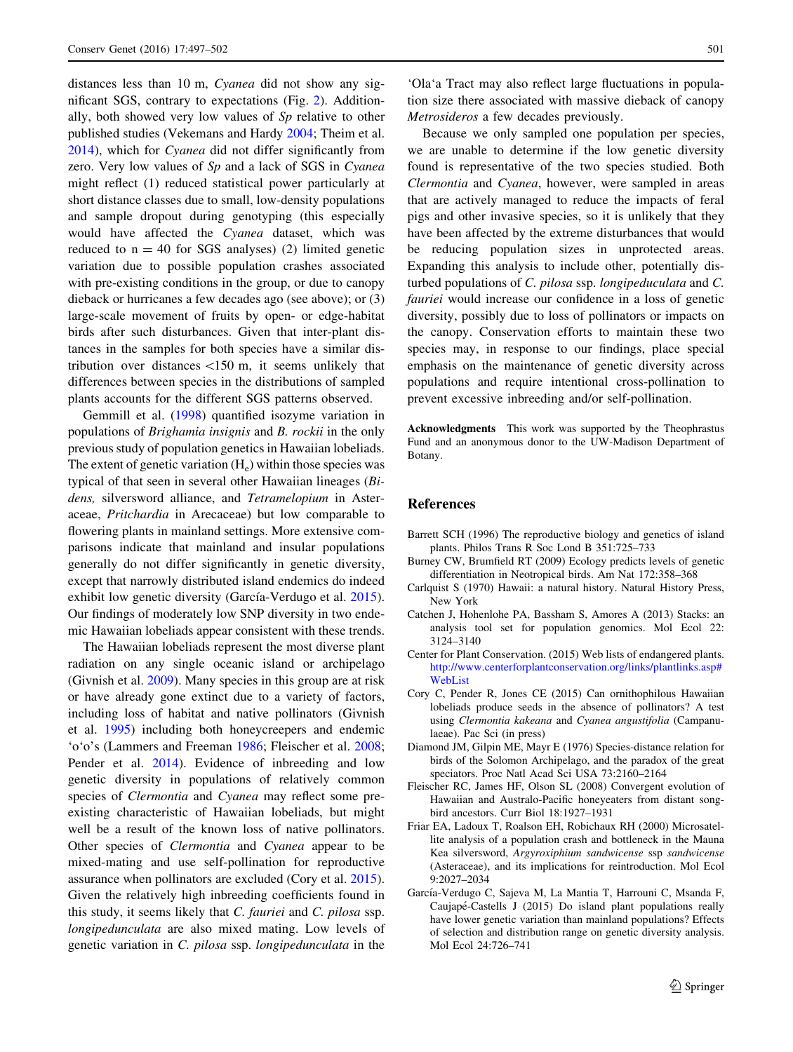distances less than 10 m, *Cyanea* did not show any significant SGS, contrary to expectations (Fig. 2). Additionally, both showed very low values of *Sp* relative to other published studies (Vekemans and Hardy 2004; Theim et al. 2014), which for *Cyanea* did not differ significantly from zero. Very low values of *Sp* and a lack of SGS in *Cyanea* might reflect (1) reduced statistical power particularly at short distance classes due to small, low-density populations and sample dropout during genotyping (this especially would have affected the *Cyanea* dataset, which was reduced to n = 40 for SGS analyses) (2) limited genetic variation due to possible population crashes associated with pre-existing conditions in the group, or due to canopy dieback or hurricanes a few decades ago (see above); or (3) large-scale movement of fruits by open- or edge-habitat birds after such disturbances. Given that inter-plant distances in the samples for both species have a similar distribution over distances <150 m, it seems unlikely that differences between species in the distributions of sampled plants accounts for the different SGS patterns observed.

Gemmill et al. (1998) quantified isozyme variation in populations of *Brighamia insignis* and *B. rockii* in the only previous study of population genetics in Hawaiian lobeliads. The extent of genetic variation ($H_e$) within those species was typical of that seen in several other Hawaiian lineages (*Bidens,* silversword alliance, and *Tetramelopium* in Asteraceae, *Pritchardia* in Arecaceae) but low comparable to flowering plants in mainland settings. More extensive comparisons indicate that mainland and insular populations generally do not differ significantly in genetic diversity, except that narrowly distributed island endemics do indeed exhibit low genetic diversity (García-Verdugo et al. 2015). Our findings of moderately low SNP diversity in two endemic Hawaiian lobeliads appear consistent with these trends.

The Hawaiian lobeliads represent the most diverse plant radiation on any single oceanic island or archipelago (Givnish et al. 2009). Many species in this group are at risk or have already gone extinct due to a variety of factors, including loss of habitat and native pollinators (Givnish et al. 1995) including both honeycreepers and endemic ʻoʻoʻs (Lammers and Freeman 1986; Fleischer et al. 2008; Pender et al. 2014). Evidence of inbreeding and low genetic diversity in populations of relatively common species of *Clermontia* and *Cyanea* may reflect some pre-existing characteristic of Hawaiian lobeliads, but might well be a result of the known loss of native pollinators. Other species of *Clermontia* and *Cyanea* appear to be mixed-mating and use self-pollination for reproductive assurance when pollinators are excluded (Cory et al. 2015). Given the relatively high inbreeding coefficients found in this study, it seems likely that *C. fauriei* and *C. pilosa* ssp. *longipedunculata* are also mixed mating. Low levels of genetic variation in *C. pilosa* ssp. *longipedunculata* in the ʻOlaʻa Tract may also reflect large fluctuations in population size there associated with massive dieback of canopy *Metrosideros* a few decades previously.

Because we only sampled one population per species, we are unable to determine if the low genetic diversity found is representative of the two species studied. Both *Clermontia* and *Cyanea*, however, were sampled in areas that are actively managed to reduce the impacts of feral pigs and other invasive species, so it is unlikely that they have been affected by the extreme disturbances that would be reducing population sizes in unprotected areas. Expanding this analysis to include other, potentially disturbed populations of *C. pilosa* ssp. *longipeduculata* and *C. fauriei* would increase our confidence in a loss of genetic diversity, possibly due to loss of pollinators or impacts on the canopy. Conservation efforts to maintain these two species may, in response to our findings, place special emphasis on the maintenance of genetic diversity across populations and require intentional cross-pollination to prevent excessive inbreeding and/or self-pollination.

**Acknowledgments** This work was supported by the Theophrastus Fund and an anonymous donor to the UW-Madison Department of Botany.

## References

Barrett SCH (1996) The reproductive biology and genetics of island plants. Philos Trans R Soc Lond B 351:725–733

Burney CW, Brumfield RT (2009) Ecology predicts levels of genetic differentiation in Neotropical birds. Am Nat 172:358–368

Carlquist S (1970) Hawaii: a natural history. Natural History Press, New York

Catchen J, Hohenlohe PA, Bassham S, Amores A (2013) Stacks: an analysis tool set for population genomics. Mol Ecol 22: 3124–3140

Center for Plant Conservation. (2015) Web lists of endangered plants. http://www.centerforplantconservation.org/links/plantlinks.asp#WebList

Cory C, Pender R, Jones CE (2015) Can ornithophilous Hawaiian lobeliads produce seeds in the absence of pollinators? A test using *Clermontia kakeana* and *Cyanea angustifolia* (Campanulaeae). Pac Sci (in press)

Diamond JM, Gilpin ME, Mayr E (1976) Species-distance relation for birds of the Solomon Archipelago, and the paradox of the great speciators. Proc Natl Acad Sci USA 73:2160–2164

Fleischer RC, James HF, Olson SL (2008) Convergent evolution of Hawaiian and Australo-Pacific honeyeaters from distant songbird ancestors. Curr Biol 18:1927–1931

Friar EA, Ladoux T, Roalson EH, Robichaux RH (2000) Microsatellite analysis of a population crash and bottleneck in the Mauna Kea silversword, *Argyroxiphium sandwicense* ssp *sandwicense* (Asteraceae), and its implications for reintroduction. Mol Ecol 9:2027–2034

García-Verdugo C, Sajeva M, La Mantia T, Harrouni C, Msanda F, Caujapé-Castells J (2015) Do island plant populations really have lower genetic variation than mainland populations? Effects of selection and distribution range on genetic diversity analysis. Mol Ecol 24:726–741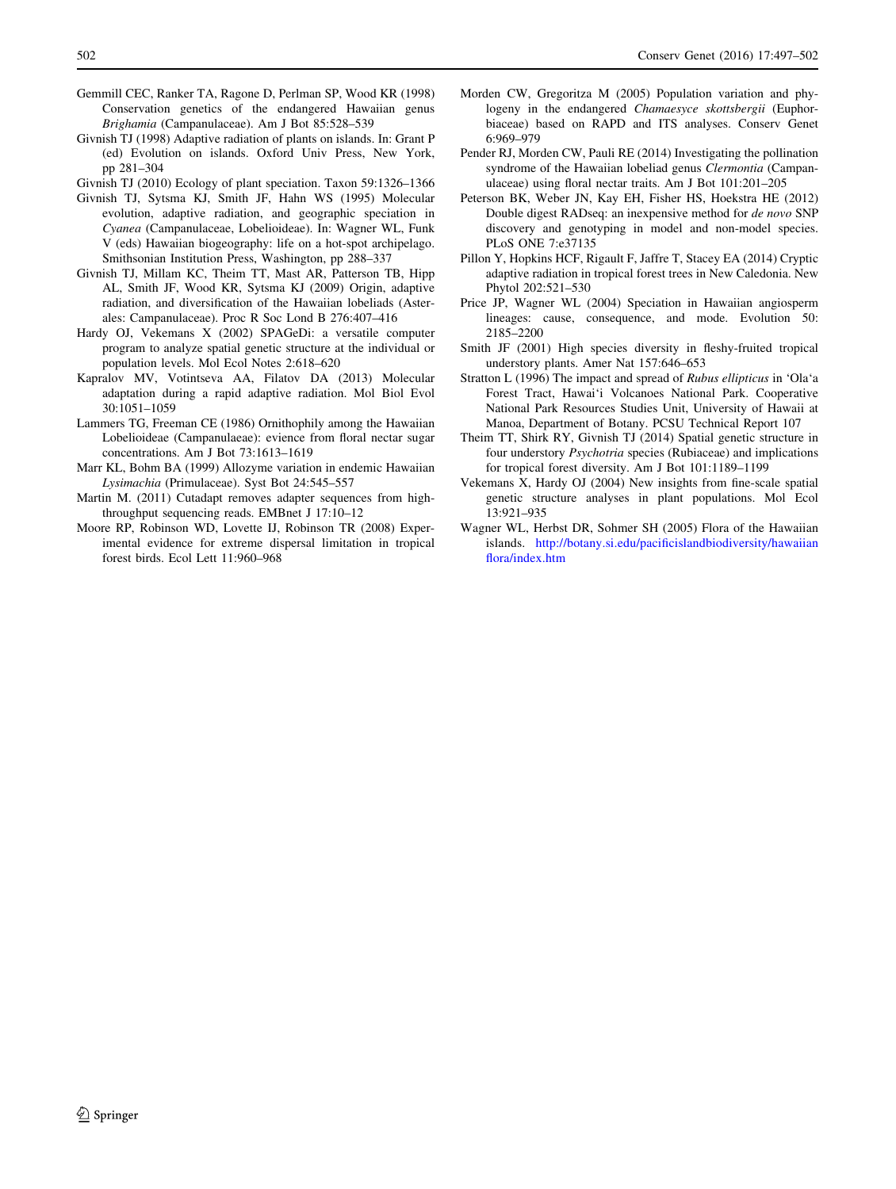Gemmill CEC, Ranker TA, Ragone D, Perlman SP, Wood KR (1998) Conservation genetics of the endangered Hawaiian genus *Brighamia* (Campanulaceae). Am J Bot 85:528–539

Givnish TJ (1998) Adaptive radiation of plants on islands. In: Grant P (ed) Evolution on islands. Oxford Univ Press, New York, pp 281–304

Givnish TJ (2010) Ecology of plant speciation. Taxon 59:1326–1366

Givnish TJ, Sytsma KJ, Smith JF, Hahn WS (1995) Molecular evolution, adaptive radiation, and geographic speciation in *Cyanea* (Campanulaceae, Lobelioideae). In: Wagner WL, Funk V (eds) Hawaiian biogeography: life on a hot-spot archipelago. Smithsonian Institution Press, Washington, pp 288–337

Givnish TJ, Millam KC, Theim TT, Mast AR, Patterson TB, Hipp AL, Smith JF, Wood KR, Sytsma KJ (2009) Origin, adaptive radiation, and diversification of the Hawaiian lobeliads (Asterales: Campanulaceae). Proc R Soc Lond B 276:407–416

Hardy OJ, Vekemans X (2002) SPAGeDi: a versatile computer program to analyze spatial genetic structure at the individual or population levels. Mol Ecol Notes 2:618–620

Kapralov MV, Votintseva AA, Filatov DA (2013) Molecular adaptation during a rapid adaptive radiation. Mol Biol Evol 30:1051–1059

Lammers TG, Freeman CE (1986) Ornithophily among the Hawaiian Lobelioideae (Campanulaeae): evience from floral nectar sugar concentrations. Am J Bot 73:1613–1619

Marr KL, Bohm BA (1999) Allozyme variation in endemic Hawaiian *Lysimachia* (Primulaceae). Syst Bot 24:545–557

Martin M. (2011) Cutadapt removes adapter sequences from high-throughput sequencing reads. EMBnet J 17:10–12

Moore RP, Robinson WD, Lovette IJ, Robinson TR (2008) Experimental evidence for extreme dispersal limitation in tropical forest birds. Ecol Lett 11:960–968

Morden CW, Gregoritza M (2005) Population variation and phylogeny in the endangered *Chamaesyce skottsbergii* (Euphorbiaceae) based on RAPD and ITS analyses. Conserv Genet 6:969–979

Pender RJ, Morden CW, Pauli RE (2014) Investigating the pollination syndrome of the Hawaiian lobeliad genus *Clermontia* (Campanulaceae) using floral nectar traits. Am J Bot 101:201–205

Peterson BK, Weber JN, Kay EH, Fisher HS, Hoekstra HE (2012) Double digest RADseq: an inexpensive method for *de novo* SNP discovery and genotyping in model and non-model species. PLoS ONE 7:e37135

Pillon Y, Hopkins HCF, Rigault F, Jaffre T, Stacey EA (2014) Cryptic adaptive radiation in tropical forest trees in New Caledonia. New Phytol 202:521–530

Price JP, Wagner WL (2004) Speciation in Hawaiian angiosperm lineages: cause, consequence, and mode. Evolution 50: 2185–2200

Smith JF (2001) High species diversity in fleshy-fruited tropical understory plants. Amer Nat 157:646–653

Stratton L (1996) The impact and spread of *Rubus ellipticus* in ʻOlaʻa Forest Tract, Hawaiʻi Volcanoes National Park. Cooperative National Park Resources Studies Unit, University of Hawaii at Manoa, Department of Botany. PCSU Technical Report 107

Theim TT, Shirk RY, Givnish TJ (2014) Spatial genetic structure in four understory *Psychotria* species (Rubiaceae) and implications for tropical forest diversity. Am J Bot 101:1189–1199

Vekemans X, Hardy OJ (2004) New insights from fine-scale spatial genetic structure analyses in plant populations. Mol Ecol 13:921–935

Wagner WL, Herbst DR, Sohmer SH (2005) Flora of the Hawaiian islands. http://botany.si.edu/pacificislandbiodiversity/hawaiianflora/index.htm